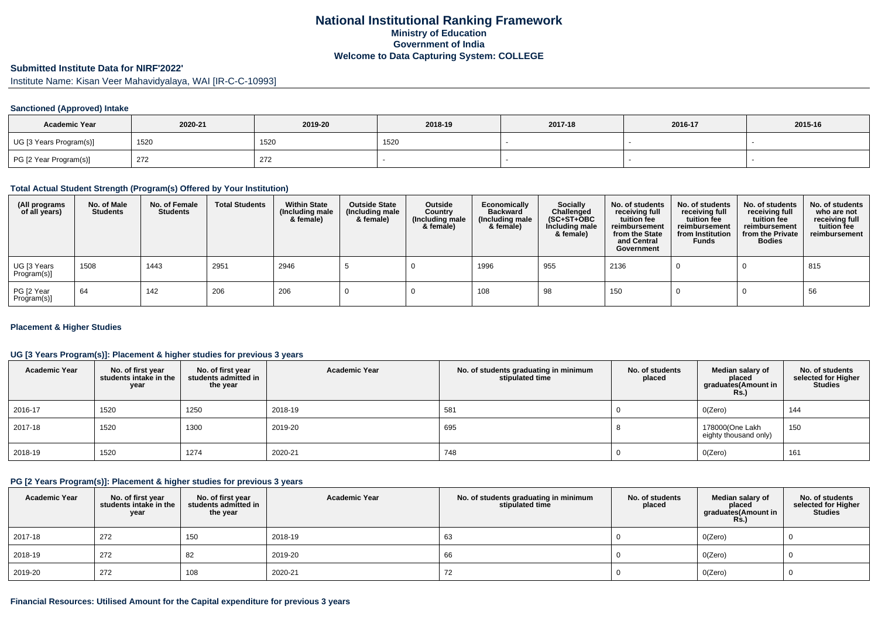# National Institutional Ranking Framework
## Ministry of Education
## Government of India
## Welcome to Data Capturing System: COLLEGE

### Submitted Institute Data for NIRF'2022'

Institute Name: Kisan Veer Mahavidyalaya, WAI [IR-C-C-10993]

#### Sanctioned (Approved) Intake

| Academic Year | 2020-21 | 2019-20 | 2018-19 | 2017-18 | 2016-17 | 2015-16 |
|---|---|---|---|---|---|---|
| UG [3 Years Program(s)] | 1520 | 1520 | 1520 | - | - | - |
| PG [2 Year Program(s)] | 272 | 272 | - | - | - | - |

#### Total Actual Student Strength (Program(s) Offered by Your Institution)

| (All programs of all years) | No. of Male Students | No. of Female Students | Total Students | Within State (Including male & female) | Outside State (Including male & female) | Outside Country (Including male & female) | Economically Backward (Including male & female) | Socially Challenged (SC+ST+OBC Including male & female) | No. of students receiving full tuition fee reimbursement from the State and Central Government | No. of students receiving full tuition fee reimbursement from Institution Funds | No. of students receiving full tuition fee reimbursement from the Private Bodies | No. of students who are not receiving full tuition fee reimbursement |
|---|---|---|---|---|---|---|---|---|---|---|---|---|
| UG [3 Years Program(s)] | 1508 | 1443 | 2951 | 2946 | 5 | 0 | 1996 | 955 | 2136 | 0 | 0 | 815 |
| PG [2 Year Program(s)] | 64 | 142 | 206 | 206 | 0 | 0 | 108 | 98 | 150 | 0 | 0 | 56 |

#### Placement & Higher Studies

#### UG [3 Years Program(s)]: Placement & higher studies for previous 3 years

| Academic Year | No. of first year students intake in the year | No. of first year students admitted in the year | Academic Year | No. of students graduating in minimum stipulated time | No. of students placed | Median salary of placed graduates(Amount in Rs.) | No. of students selected for Higher Studies |
|---|---|---|---|---|---|---|---|
| 2016-17 | 1520 | 1250 | 2018-19 | 581 | 0 | 0(Zero) | 144 |
| 2017-18 | 1520 | 1300 | 2019-20 | 695 | 8 | 178000(One Lakh eighty thousand only) | 150 |
| 2018-19 | 1520 | 1274 | 2020-21 | 748 | 0 | 0(Zero) | 161 |

#### PG [2 Years Program(s)]: Placement & higher studies for previous 3 years

| Academic Year | No. of first year students intake in the year | No. of first year students admitted in the year | Academic Year | No. of students graduating in minimum stipulated time | No. of students placed | Median salary of placed graduates(Amount in Rs.) | No. of students selected for Higher Studies |
|---|---|---|---|---|---|---|---|
| 2017-18 | 272 | 150 | 2018-19 | 63 | 0 | 0(Zero) | 0 |
| 2018-19 | 272 | 82 | 2019-20 | 66 | 0 | 0(Zero) | 0 |
| 2019-20 | 272 | 108 | 2020-21 | 72 | 0 | 0(Zero) | 0 |

#### Financial Resources: Utilised Amount for the Capital expenditure for previous 3 years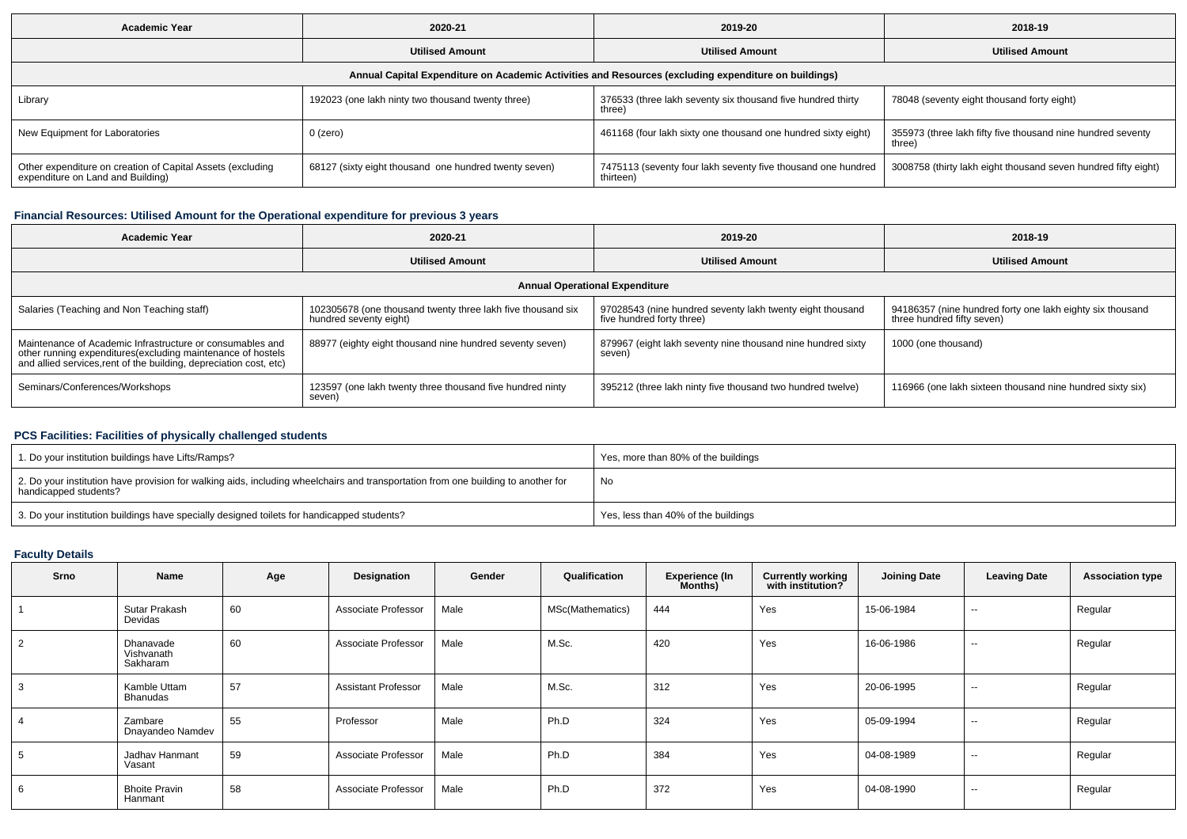| Academic Year | 2020-21 | 2019-20 | 2018-19 |
|---|---|---|---|
| | Utilised Amount | Utilised Amount | Utilised Amount |
| Annual Capital Expenditure on Academic Activities and Resources (excluding expenditure on buildings) | | | |
| Library | 192023 (one lakh ninty two thousand twenty three) | 376533 (three lakh seventy six thousand five hundred thirty three) | 78048 (seventy eight thousand forty eight) |
| New Equipment for Laboratories | 0 (zero) | 461168 (four lakh sixty one thousand one hundred sixty eight) | 355973 (three lakh fifty five thousand nine hundred seventy three) |
| Other expenditure on creation of Capital Assets (excluding expenditure on Land and Building) | 68127 (sixty eight thousand one hundred twenty seven) | 7475113 (seventy four lakh seventy five thousand one hundred thirteen) | 3008758 (thirty lakh eight thousand seven hundred fifty eight) |

### Financial Resources: Utilised Amount for the Operational expenditure for previous 3 years

| Academic Year | 2020-21 | 2019-20 | 2018-19 |
|---|---|---|---|
| | Utilised Amount | Utilised Amount | Utilised Amount |
| Annual Operational Expenditure | | | |
| Salaries (Teaching and Non Teaching staff) | 102305678 (one thousand twenty three lakh five thousand six hundred seventy eight) | 97028543 (nine hundred seventy lakh twenty eight thousand five hundred forty three) | 94186357 (nine hundred forty one lakh eighty six thousand three hundred fifty seven) |
| Maintenance of Academic Infrastructure or consumables and other running expenditures(excluding maintenance of hostels and allied services,rent of the building, depreciation cost, etc) | 88977 (eighty eight thousand nine hundred seventy seven) | 879967 (eight lakh seventy nine thousand nine hundred sixty seven) | 1000 (one thousand) |
| Seminars/Conferences/Workshops | 123597 (one lakh twenty three thousand five hundred ninty seven) | 395212 (three lakh ninty five thousand two hundred twelve) | 116966 (one lakh sixteen thousand nine hundred sixty six) |

### PCS Facilities: Facilities of physically challenged students

| | |
|---|---|
| 1. Do your institution buildings have Lifts/Ramps? | Yes, more than 80% of the buildings |
| 2. Do your institution have provision for walking aids, including wheelchairs and transportation from one building to another for handicapped students? | No |
| 3. Do your institution buildings have specially designed toilets for handicapped students? | Yes, less than 40% of the buildings |

### Faculty Details

| Srno | Name | Age | Designation | Gender | Qualification | Experience (In Months) | Currently working with institution? | Joining Date | Leaving Date | Association type |
|---|---|---|---|---|---|---|---|---|---|---|
| 1 | Sutar Prakash Devidas | 60 | Associate Professor | Male | MSc(Mathematics) | 444 | Yes | 15-06-1984 | -- | Regular |
| 2 | Dhanavade Vishvanath Sakharam | 60 | Associate Professor | Male | M.Sc. | 420 | Yes | 16-06-1986 | -- | Regular |
| 3 | Kamble Uttam Bhanudas | 57 | Assistant Professor | Male | M.Sc. | 312 | Yes | 20-06-1995 | -- | Regular |
| 4 | Zambare Dnayandeo Namdev | 55 | Professor | Male | Ph.D | 324 | Yes | 05-09-1994 | -- | Regular |
| 5 | Jadhav Hanmant Vasant | 59 | Associate Professor | Male | Ph.D | 384 | Yes | 04-08-1989 | -- | Regular |
| 6 | Bhoite Pravin Hanmant | 58 | Associate Professor | Male | Ph.D | 372 | Yes | 04-08-1990 | -- | Regular |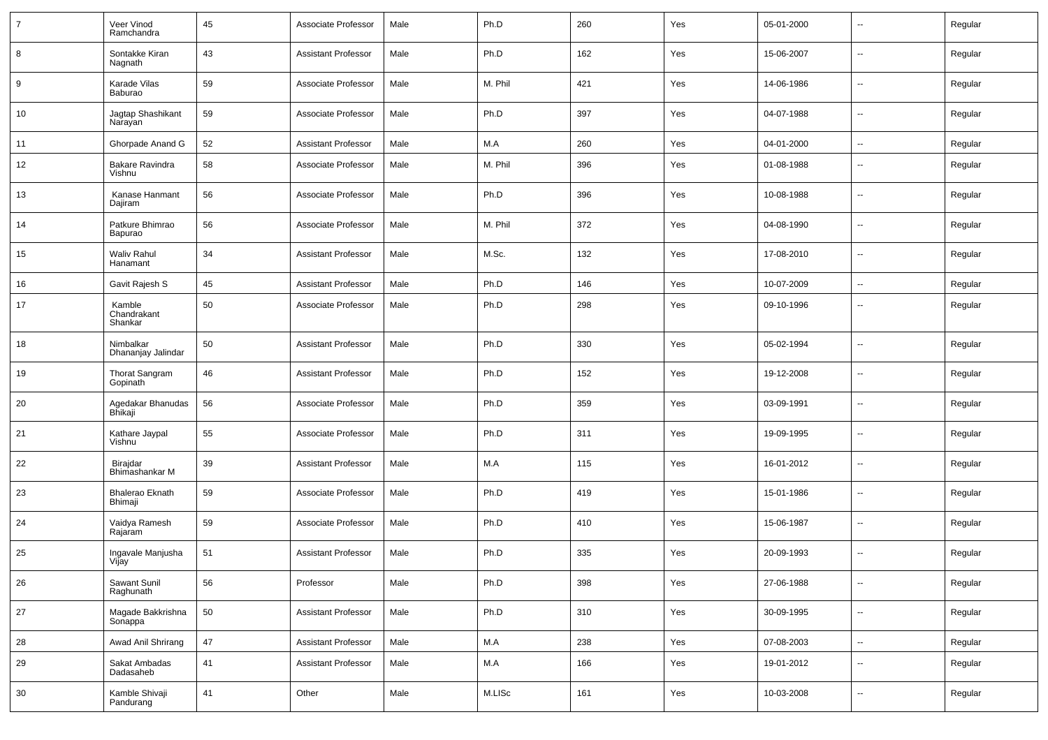| | | | | | | | | | | |
|---|---|---|---|---|---|---|---|---|---|---|
| 7 | Veer Vinod Ramchandra | 45 | Associate Professor | Male | Ph.D | 260 | Yes | 05-01-2000 | -- | Regular |
| 8 | Sontakke Kiran Nagnath | 43 | Assistant Professor | Male | Ph.D | 162 | Yes | 15-06-2007 | -- | Regular |
| 9 | Karade Vilas Baburao | 59 | Associate Professor | Male | M. Phil | 421 | Yes | 14-06-1986 | -- | Regular |
| 10 | Jagtap Shashikant Narayan | 59 | Associate Professor | Male | Ph.D | 397 | Yes | 04-07-1988 | -- | Regular |
| 11 | Ghorpade Anand G | 52 | Assistant Professor | Male | M.A | 260 | Yes | 04-01-2000 | -- | Regular |
| 12 | Bakare Ravindra Vishnu | 58 | Associate Professor | Male | M. Phil | 396 | Yes | 01-08-1988 | -- | Regular |
| 13 | Kanase Hanmant Dajiram | 56 | Associate Professor | Male | Ph.D | 396 | Yes | 10-08-1988 | -- | Regular |
| 14 | Patkure Bhimrao Bapurao | 56 | Associate Professor | Male | M. Phil | 372 | Yes | 04-08-1990 | -- | Regular |
| 15 | Waliv Rahul Hanamant | 34 | Assistant Professor | Male | M.Sc. | 132 | Yes | 17-08-2010 | -- | Regular |
| 16 | Gavit Rajesh S | 45 | Assistant Professor | Male | Ph.D | 146 | Yes | 10-07-2009 | -- | Regular |
| 17 | Kamble Chandrakant Shankar | 50 | Associate Professor | Male | Ph.D | 298 | Yes | 09-10-1996 | -- | Regular |
| 18 | Nimbalkar Dhananjay Jalindar | 50 | Assistant Professor | Male | Ph.D | 330 | Yes | 05-02-1994 | -- | Regular |
| 19 | Thorat Sangram Gopinath | 46 | Assistant Professor | Male | Ph.D | 152 | Yes | 19-12-2008 | -- | Regular |
| 20 | Agedakar Bhanudas Bhikaji | 56 | Associate Professor | Male | Ph.D | 359 | Yes | 03-09-1991 | -- | Regular |
| 21 | Kathare Jaypal Vishnu | 55 | Associate Professor | Male | Ph.D | 311 | Yes | 19-09-1995 | -- | Regular |
| 22 | Birajdar Bhimashankar M | 39 | Assistant Professor | Male | M.A | 115 | Yes | 16-01-2012 | -- | Regular |
| 23 | Bhalerao Eknath Bhimaji | 59 | Associate Professor | Male | Ph.D | 419 | Yes | 15-01-1986 | -- | Regular |
| 24 | Vaidya Ramesh Rajaram | 59 | Associate Professor | Male | Ph.D | 410 | Yes | 15-06-1987 | -- | Regular |
| 25 | Ingavale Manjusha Vijay | 51 | Assistant Professor | Male | Ph.D | 335 | Yes | 20-09-1993 | -- | Regular |
| 26 | Sawant Sunil Raghunath | 56 | Professor | Male | Ph.D | 398 | Yes | 27-06-1988 | -- | Regular |
| 27 | Magade Bakkrishna Sonappa | 50 | Assistant Professor | Male | Ph.D | 310 | Yes | 30-09-1995 | -- | Regular |
| 28 | Awad Anil Shrirang | 47 | Assistant Professor | Male | M.A | 238 | Yes | 07-08-2003 | -- | Regular |
| 29 | Sakat Ambadas Dadasaheb | 41 | Assistant Professor | Male | M.A | 166 | Yes | 19-01-2012 | -- | Regular |
| 30 | Kamble Shivaji Pandurang | 41 | Other | Male | M.LISc | 161 | Yes | 10-03-2008 | -- | Regular |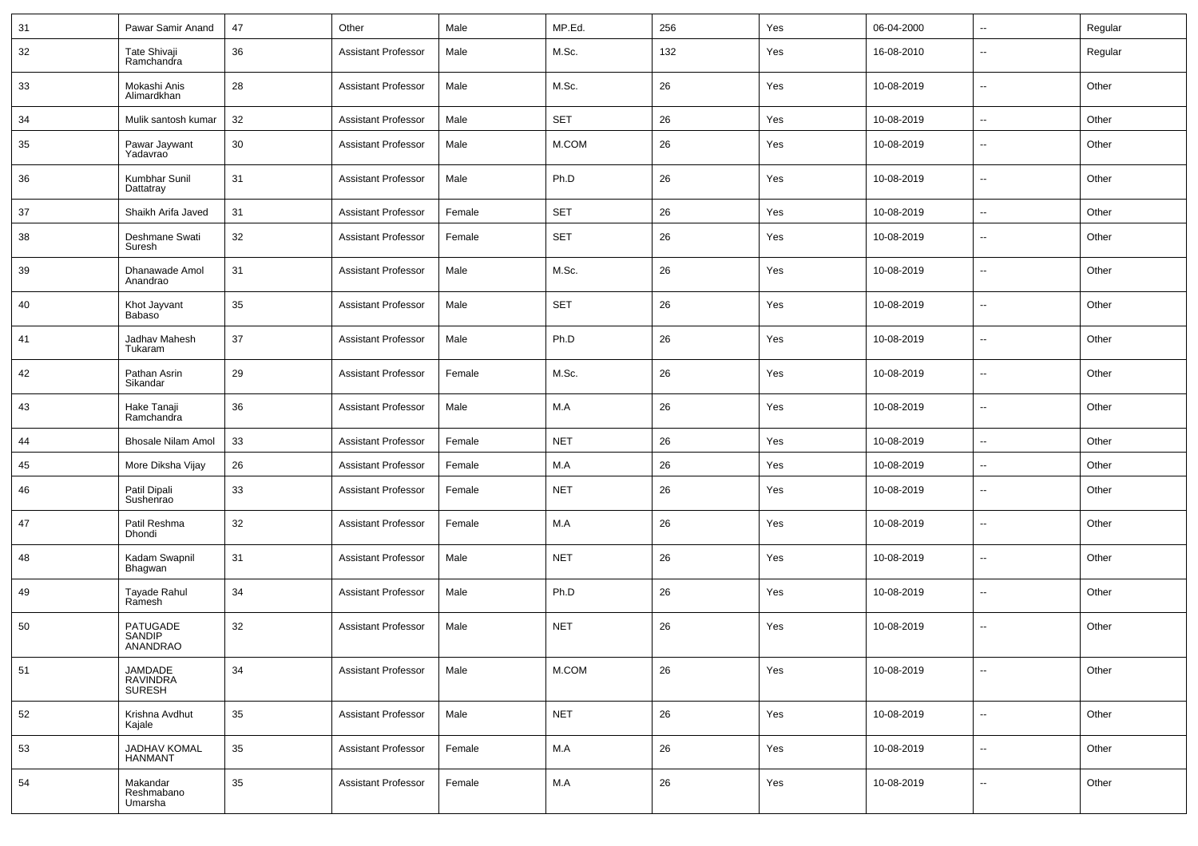| 31 | Pawar Samir Anand | 47 | Other | Male | MP.Ed. | 256 | Yes | 06-04-2000 | -- | Regular |
|---|---|---|---|---|---|---|---|---|---|---|
| 32 | Tate Shivaji Ramchandra | 36 | Assistant Professor | Male | M.Sc. | 132 | Yes | 16-08-2010 | -- | Regular |
| 33 | Mokashi Anis Alimardkhan | 28 | Assistant Professor | Male | M.Sc. | 26 | Yes | 10-08-2019 | -- | Other |
| 34 | Mulik santosh kumar | 32 | Assistant Professor | Male | SET | 26 | Yes | 10-08-2019 | -- | Other |
| 35 | Pawar Jaywant Yadavrao | 30 | Assistant Professor | Male | M.COM | 26 | Yes | 10-08-2019 | -- | Other |
| 36 | Kumbhar Sunil Dattatray | 31 | Assistant Professor | Male | Ph.D | 26 | Yes | 10-08-2019 | -- | Other |
| 37 | Shaikh Arifa Javed | 31 | Assistant Professor | Female | SET | 26 | Yes | 10-08-2019 | -- | Other |
| 38 | Deshmane Swati Suresh | 32 | Assistant Professor | Female | SET | 26 | Yes | 10-08-2019 | -- | Other |
| 39 | Dhanawade Amol Anandrao | 31 | Assistant Professor | Male | M.Sc. | 26 | Yes | 10-08-2019 | -- | Other |
| 40 | Khot Jayvant Babaso | 35 | Assistant Professor | Male | SET | 26 | Yes | 10-08-2019 | -- | Other |
| 41 | Jadhav Mahesh Tukaram | 37 | Assistant Professor | Male | Ph.D | 26 | Yes | 10-08-2019 | -- | Other |
| 42 | Pathan Asrin Sikandar | 29 | Assistant Professor | Female | M.Sc. | 26 | Yes | 10-08-2019 | -- | Other |
| 43 | Hake Tanaji Ramchandra | 36 | Assistant Professor | Male | M.A | 26 | Yes | 10-08-2019 | -- | Other |
| 44 | Bhosale Nilam Amol | 33 | Assistant Professor | Female | NET | 26 | Yes | 10-08-2019 | -- | Other |
| 45 | More Diksha Vijay | 26 | Assistant Professor | Female | M.A | 26 | Yes | 10-08-2019 | -- | Other |
| 46 | Patil Dipali Sushenrao | 33 | Assistant Professor | Female | NET | 26 | Yes | 10-08-2019 | -- | Other |
| 47 | Patil Reshma Dhondi | 32 | Assistant Professor | Female | M.A | 26 | Yes | 10-08-2019 | -- | Other |
| 48 | Kadam Swapnil Bhagwan | 31 | Assistant Professor | Male | NET | 26 | Yes | 10-08-2019 | -- | Other |
| 49 | Tayade Rahul Ramesh | 34 | Assistant Professor | Male | Ph.D | 26 | Yes | 10-08-2019 | -- | Other |
| 50 | PATUGADE SANDIP ANANDRAO | 32 | Assistant Professor | Male | NET | 26 | Yes | 10-08-2019 | -- | Other |
| 51 | JAMDADE RAVINDRA SURESH | 34 | Assistant Professor | Male | M.COM | 26 | Yes | 10-08-2019 | -- | Other |
| 52 | Krishna Avdhut Kajale | 35 | Assistant Professor | Male | NET | 26 | Yes | 10-08-2019 | -- | Other |
| 53 | JADHAV KOMAL HANMANT | 35 | Assistant Professor | Female | M.A | 26 | Yes | 10-08-2019 | -- | Other |
| 54 | Makandar Reshmabano Umarsha | 35 | Assistant Professor | Female | M.A | 26 | Yes | 10-08-2019 | -- | Other |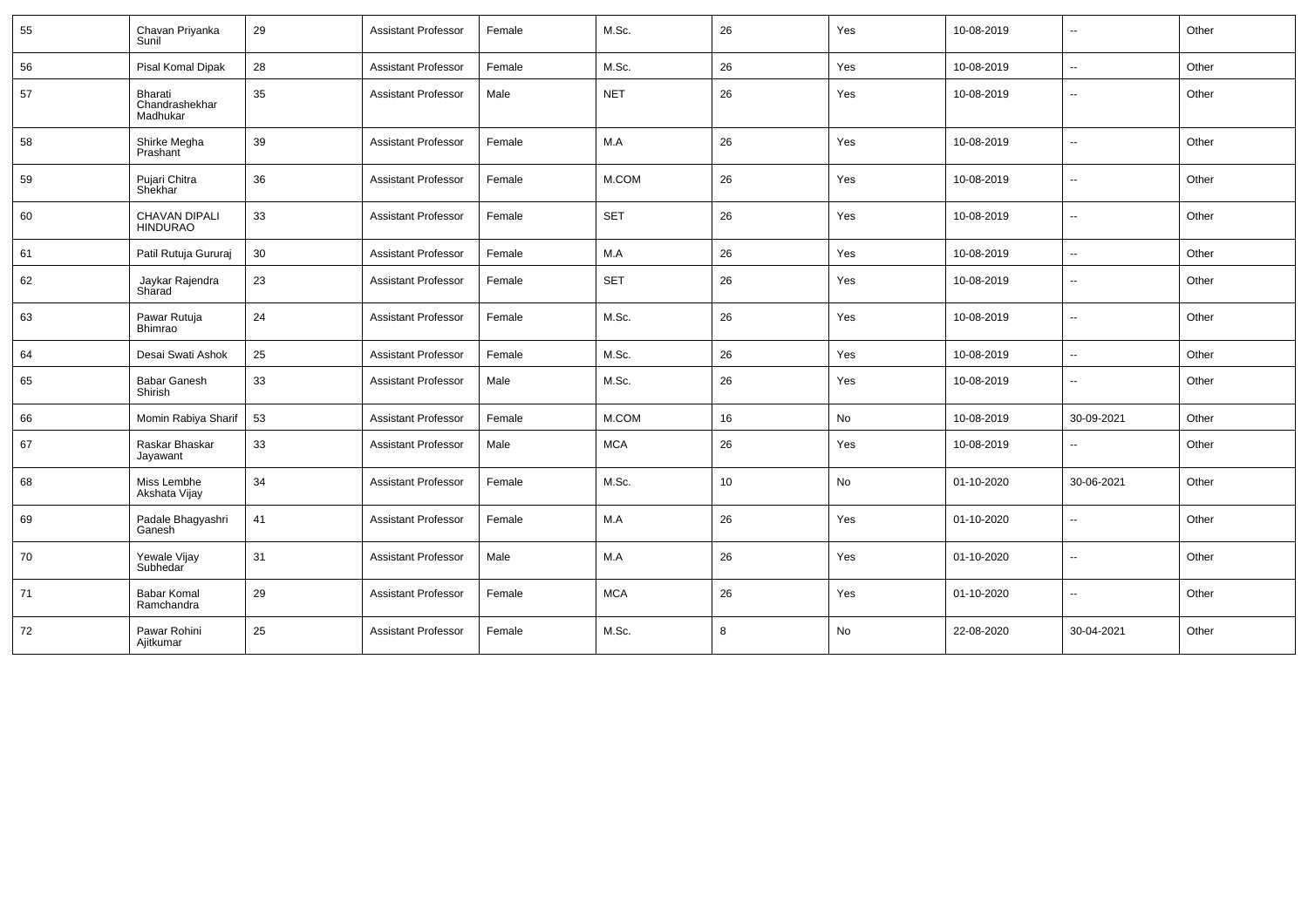| | | | | | | | | | | |
|---|---|---|---|---|---|---|---|---|---|---|
| 55 | Chavan Priyanka Sunil | 29 | Assistant Professor | Female | M.Sc. | 26 | Yes | 10-08-2019 | -- | Other |
| 56 | Pisal Komal Dipak | 28 | Assistant Professor | Female | M.Sc. | 26 | Yes | 10-08-2019 | -- | Other |
| 57 | Bharati Chandrashekhar Madhukar | 35 | Assistant Professor | Male | NET | 26 | Yes | 10-08-2019 | -- | Other |
| 58 | Shirke Megha Prashant | 39 | Assistant Professor | Female | M.A | 26 | Yes | 10-08-2019 | -- | Other |
| 59 | Pujari Chitra Shekhar | 36 | Assistant Professor | Female | M.COM | 26 | Yes | 10-08-2019 | -- | Other |
| 60 | CHAVAN DIPALI HINDURAO | 33 | Assistant Professor | Female | SET | 26 | Yes | 10-08-2019 | -- | Other |
| 61 | Patil Rutuja Gururaj | 30 | Assistant Professor | Female | M.A | 26 | Yes | 10-08-2019 | -- | Other |
| 62 | Jaykar Rajendra Sharad | 23 | Assistant Professor | Female | SET | 26 | Yes | 10-08-2019 | -- | Other |
| 63 | Pawar Rutuja Bhimrao | 24 | Assistant Professor | Female | M.Sc. | 26 | Yes | 10-08-2019 | -- | Other |
| 64 | Desai Swati Ashok | 25 | Assistant Professor | Female | M.Sc. | 26 | Yes | 10-08-2019 | -- | Other |
| 65 | Babar Ganesh Shirish | 33 | Assistant Professor | Male | M.Sc. | 26 | Yes | 10-08-2019 | -- | Other |
| 66 | Momin Rabiya Sharif | 53 | Assistant Professor | Female | M.COM | 16 | No | 10-08-2019 | 30-09-2021 | Other |
| 67 | Raskar Bhaskar Jayawant | 33 | Assistant Professor | Male | MCA | 26 | Yes | 10-08-2019 | -- | Other |
| 68 | Miss Lembhe Akshata Vijay | 34 | Assistant Professor | Female | M.Sc. | 10 | No | 01-10-2020 | 30-06-2021 | Other |
| 69 | Padale Bhagyashri Ganesh | 41 | Assistant Professor | Female | M.A | 26 | Yes | 01-10-2020 | -- | Other |
| 70 | Yewale Vijay Subhedar | 31 | Assistant Professor | Male | M.A | 26 | Yes | 01-10-2020 | -- | Other |
| 71 | Babar Komal Ramchandra | 29 | Assistant Professor | Female | MCA | 26 | Yes | 01-10-2020 | -- | Other |
| 72 | Pawar Rohini Ajitkumar | 25 | Assistant Professor | Female | M.Sc. | 8 | No | 22-08-2020 | 30-04-2021 | Other |